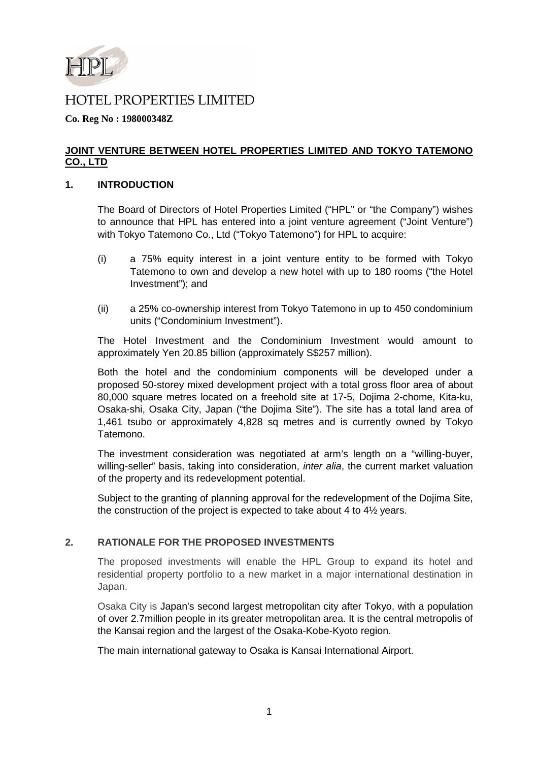# HOTEL PROPERTIES LIMITED

**Co. Reg No : 198000348Z**

**JOINT VENTURE BETWEEN HOTEL PROPERTIES LIMITED AND TOKYO TATEMONO CO., LTD**

## 1. INTRODUCTION

The Board of Directors of Hotel Properties Limited ("HPL" or "the Company") wishes to announce that HPL has entered into a joint venture agreement ("Joint Venture") with Tokyo Tatemono Co., Ltd ("Tokyo Tatemono") for HPL to acquire:

(i) a 75% equity interest in a joint venture entity to be formed with Tokyo Tatemono to own and develop a new hotel with up to 180 rooms ("the Hotel Investment"); and

(ii) a 25% co-ownership interest from Tokyo Tatemono in up to 450 condominium units ("Condominium Investment").

The Hotel Investment and the Condominium Investment would amount to approximately Yen 20.85 billion (approximately S$257 million).

Both the hotel and the condominium components will be developed under a proposed 50-storey mixed development project with a total gross floor area of about 80,000 square metres located on a freehold site at 17-5, Dojima 2-chome, Kita-ku, Osaka-shi, Osaka City, Japan ("the Dojima Site"). The site has a total land area of 1,461 tsubo or approximately 4,828 sq metres and is currently owned by Tokyo Tatemono.

The investment consideration was negotiated at arm's length on a "willing-buyer, willing-seller" basis, taking into consideration, *inter alia*, the current market valuation of the property and its redevelopment potential.

Subject to the granting of planning approval for the redevelopment of the Dojima Site, the construction of the project is expected to take about 4 to 4½ years.

## 2. RATIONALE FOR THE PROPOSED INVESTMENTS

The proposed investments will enable the HPL Group to expand its hotel and residential property portfolio to a new market in a major international destination in Japan.

Osaka City is Japan's second largest metropolitan city after Tokyo, with a population of over 2.7million people in its greater metropolitan area. It is the central metropolis of the Kansai region and the largest of the Osaka-Kobe-Kyoto region.

The main international gateway to Osaka is Kansai International Airport.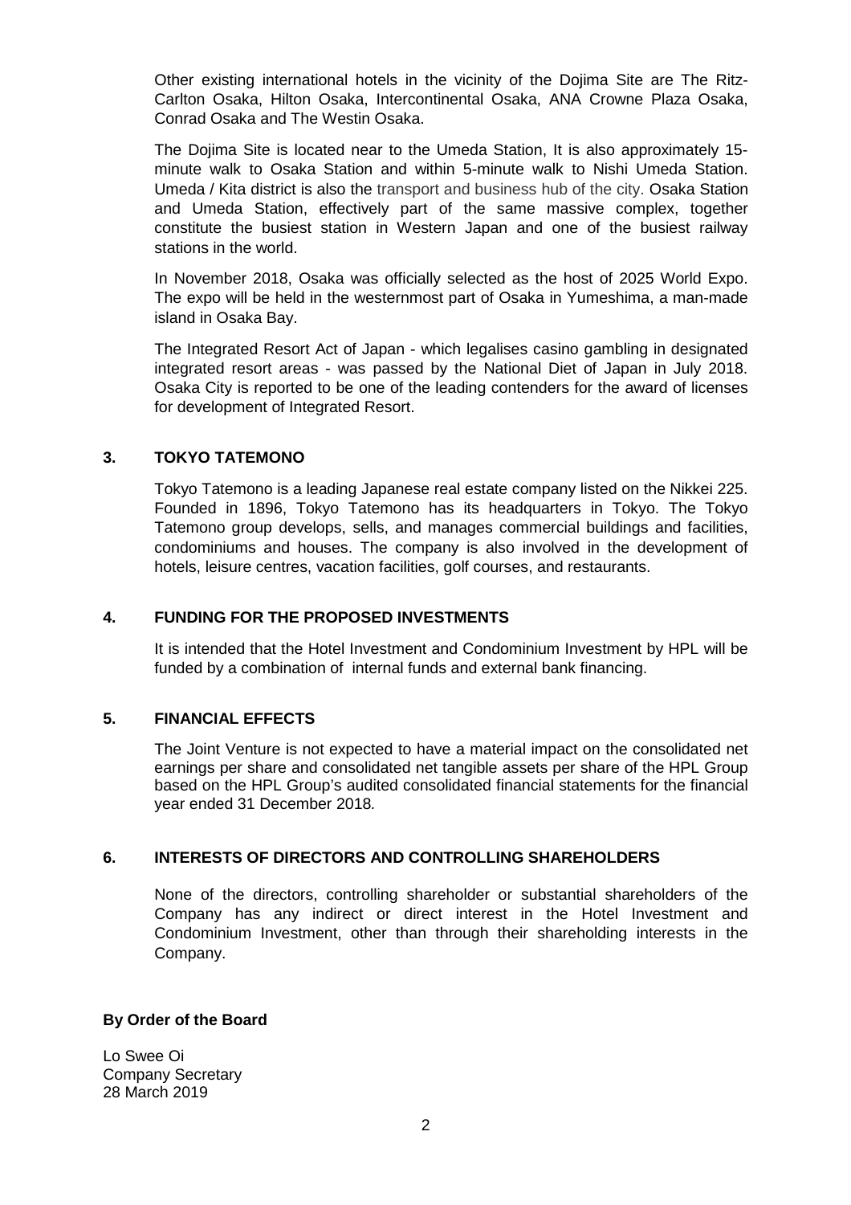Other existing international hotels in the vicinity of the Dojima Site are The Ritz-Carlton Osaka, Hilton Osaka, Intercontinental Osaka, ANA Crowne Plaza Osaka, Conrad Osaka and The Westin Osaka.

The Dojima Site is located near to the Umeda Station, It is also approximately 15-minute walk to Osaka Station and within 5-minute walk to Nishi Umeda Station. Umeda / Kita district is also the transport and business hub of the city. Osaka Station and Umeda Station, effectively part of the same massive complex, together constitute the busiest station in Western Japan and one of the busiest railway stations in the world.

In November 2018, Osaka was officially selected as the host of 2025 World Expo. The expo will be held in the westernmost part of Osaka in Yumeshima, a man-made island in Osaka Bay.

The Integrated Resort Act of Japan - which legalises casino gambling in designated integrated resort areas - was passed by the National Diet of Japan in July 2018. Osaka City is reported to be one of the leading contenders for the award of licenses for development of Integrated Resort.

## 3. TOKYO TATEMONO

Tokyo Tatemono is a leading Japanese real estate company listed on the Nikkei 225. Founded in 1896, Tokyo Tatemono has its headquarters in Tokyo. The Tokyo Tatemono group develops, sells, and manages commercial buildings and facilities, condominiums and houses. The company is also involved in the development of hotels, leisure centres, vacation facilities, golf courses, and restaurants.

## 4. FUNDING FOR THE PROPOSED INVESTMENTS

It is intended that the Hotel Investment and Condominium Investment by HPL will be funded by a combination of internal funds and external bank financing.

## 5. FINANCIAL EFFECTS

The Joint Venture is not expected to have a material impact on the consolidated net earnings per share and consolidated net tangible assets per share of the HPL Group based on the HPL Group's audited consolidated financial statements for the financial year ended 31 December 2018.

## 6. INTERESTS OF DIRECTORS AND CONTROLLING SHAREHOLDERS

None of the directors, controlling shareholder or substantial shareholders of the Company has any indirect or direct interest in the Hotel Investment and Condominium Investment, other than through their shareholding interests in the Company.

**By Order of the Board**

Lo Swee Oi
Company Secretary
28 March 2019